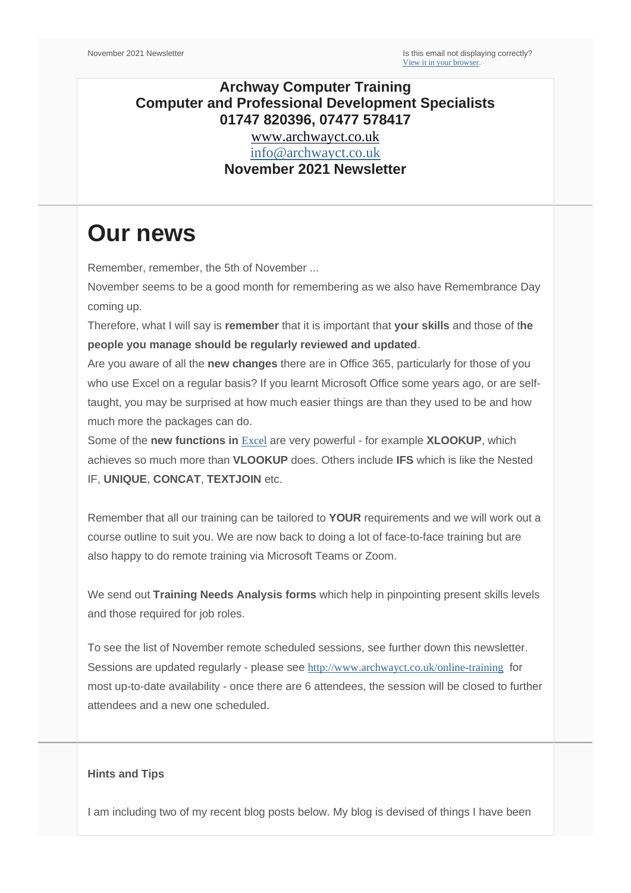November 2021 Newsletter

Is this email not displaying correctly?
[View it in your browser](#).

**Archway Computer Training**
**Computer and Professional Development Specialists**
**01747 820396, 07477 578417**
www.archwayct.co.uk
info@archwayct.co.uk
**November 2021 Newsletter**

# Our news

Remember, remember, the 5th of November ...

November seems to be a good month for remembering as we also have Remembrance Day coming up.

Therefore, what I will say is **remember** that it is important that **your skills** and those of t**he people you manage should be regularly reviewed and updated**.

Are you aware of all the **new changes** there are in Office 365, particularly for those of you who use Excel on a regular basis? If you learnt Microsoft Office some years ago, or are self-taught, you may be surprised at how much easier things are than they used to be and how much more the packages can do.

Some of the **new functions in** Excel are very powerful - for example **XLOOKUP**, which achieves so much more than **VLOOKUP** does. Others include **IFS** which is like the Nested IF, **UNIQUE**, **CONCAT**, **TEXTJOIN** etc.

Remember that all our training can be tailored to **YOUR** requirements and we will work out a course outline to suit you. We are now back to doing a lot of face-to-face training but are also happy to do remote training via Microsoft Teams or Zoom.

We send out **Training Needs Analysis forms** which help in pinpointing present skills levels and those required for job roles.

To see the list of November remote scheduled sessions, see further down this newsletter. Sessions are updated regularly - please see http://www.archwayct.co.uk/online-training for most up-to-date availability - once there are 6 attendees, the session will be closed to further attendees and a new one scheduled.

**Hints and Tips**

I am including two of my recent blog posts below. My blog is devised of things I have been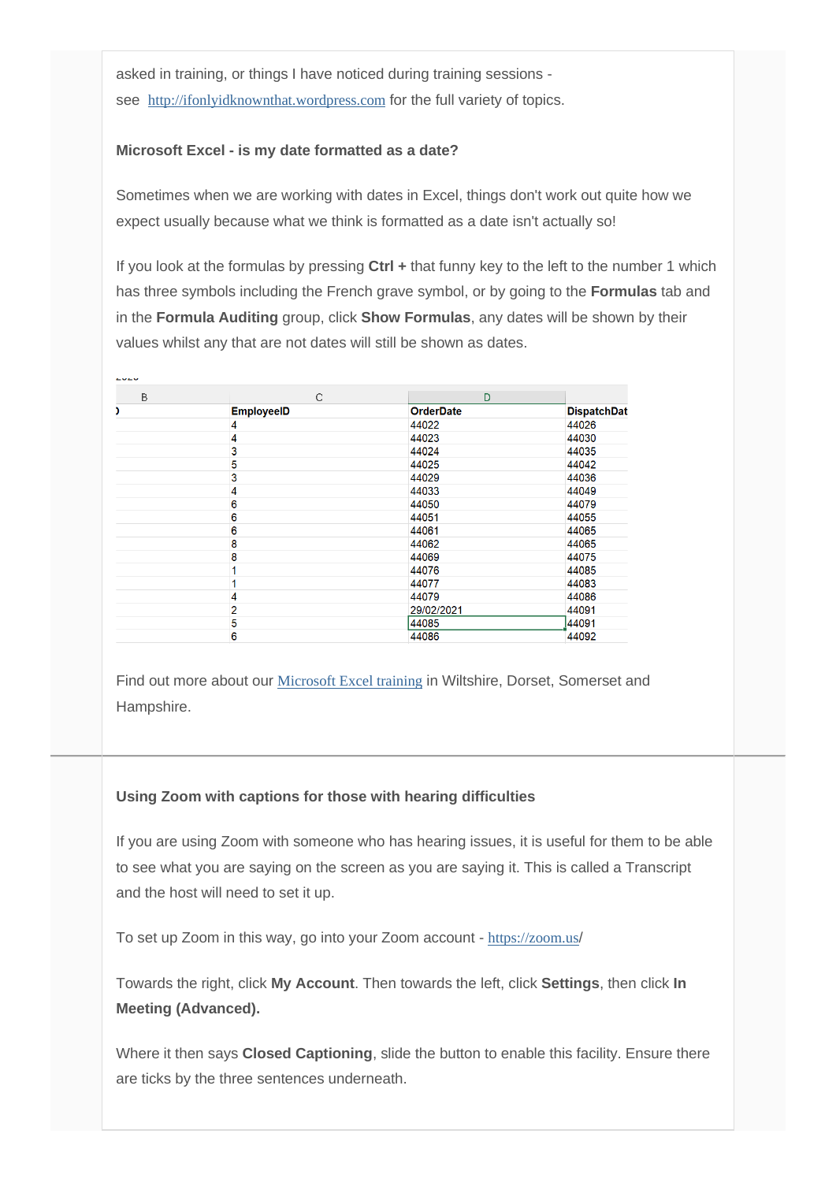asked in training, or things I have noticed during training sessions - see [http://ifonlyidknownthat.wordpress.com](http://ifonlyidknownthat.wordpress.com) for the full variety of topics.

**Microsoft Excel - is my date formatted as a date?**

Sometimes when we are working with dates in Excel, things don't work out quite how we expect usually because what we think is formatted as a date isn't actually so!

If you look at the formulas by pressing **Ctrl +** that funny key to the left to the number 1 which has three symbols including the French grave symbol, or by going to the **Formulas** tab and in the **Formula Auditing** group, click **Show Formulas**, any dates will be shown by their values whilst any that are not dates will still be shown as dates.

| B | C | D | |
|---|---|---|---|
| | EmployeeID | OrderDate | DispatchDat |
| | 4 | 44022 | 44026 |
| | 4 | 44023 | 44030 |
| | 3 | 44024 | 44035 |
| | 5 | 44025 | 44042 |
| | 3 | 44029 | 44036 |
| | 4 | 44033 | 44049 |
| | 6 | 44050 | 44079 |
| | 6 | 44051 | 44055 |
| | 6 | 44061 | 44065 |
| | 8 | 44062 | 44065 |
| | 8 | 44069 | 44075 |
| | 1 | 44076 | 44085 |
| | 1 | 44077 | 44083 |
| | 4 | 44079 | 44086 |
| | 2 | 29/02/2021 | 44091 |
| | 5 | 44085 | 44091 |
| | 6 | 44086 | 44092 |

Find out more about our [Microsoft Excel training](#) in Wiltshire, Dorset, Somerset and Hampshire.

---

**Using Zoom with captions for those with hearing difficulties**

If you are using Zoom with someone who has hearing issues, it is useful for them to be able to see what you are saying on the screen as you are saying it. This is called a Transcript and the host will need to set it up.

To set up Zoom in this way, go into your Zoom account - [https://zoom.us](https://zoom.us)/

Towards the right, click **My Account**. Then towards the left, click **Settings**, then click **In Meeting (Advanced).**

Where it then says **Closed Captioning**, slide the button to enable this facility. Ensure there are ticks by the three sentences underneath.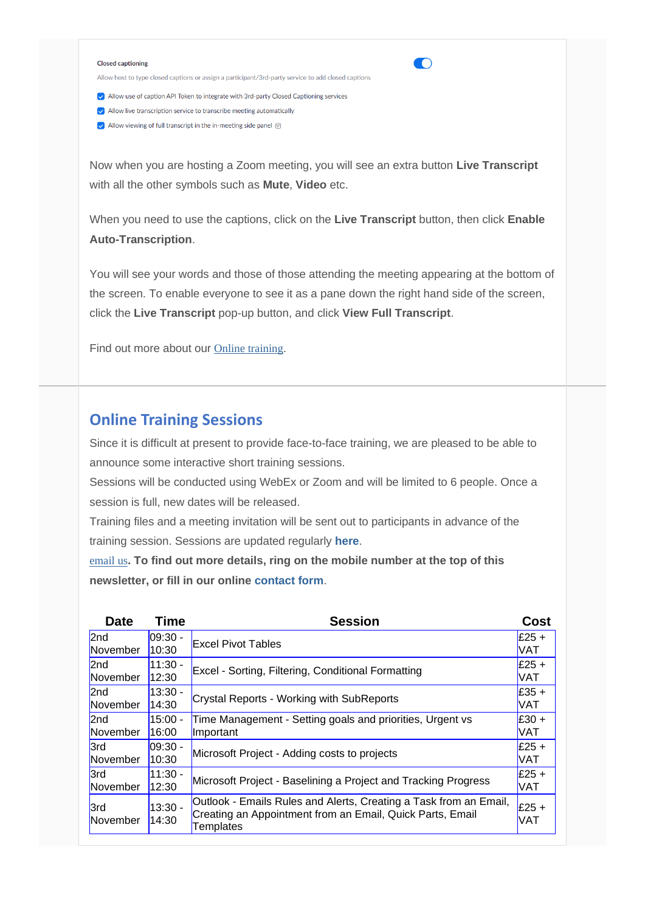Closed captioning

Allow host to type closed captions or assign a participant/3rd-party service to add closed captions

- ☑ Allow use of caption API Token to integrate with 3rd-party Closed Captioning services
- ☑ Allow live transcription service to transcribe meeting automatically
- ☑ Allow viewing of full transcript in the in-meeting side panel

Now when you are hosting a Zoom meeting, you will see an extra button **Live Transcript** with all the other symbols such as **Mute**, **Video** etc.

When you need to use the captions, click on the **Live Transcript** button, then click **Enable Auto-Transcription**.

You will see your words and those of those attending the meeting appearing at the bottom of the screen. To enable everyone to see it as a pane down the right hand side of the screen, click the **Live Transcript** pop-up button, and click **View Full Transcript**.

Find out more about our Online training.

## Online Training Sessions

Since it is difficult at present to provide face-to-face training, we are pleased to be able to announce some interactive short training sessions.

Sessions will be conducted using WebEx or Zoom and will be limited to 6 people. Once a session is full, new dates will be released.

Training files and a meeting invitation will be sent out to participants in advance of the training session. Sessions are updated regularly **here**.

email us**. To find out more details, ring on the mobile number at the top of this newsletter, or fill in our online contact form**.

| Date | Time | Session | Cost |
|---|---|---|---|
| 2nd November | 09:30 - 10:30 | Excel Pivot Tables | £25 + VAT |
| 2nd November | 11:30 - 12:30 | Excel - Sorting, Filtering, Conditional Formatting | £25 + VAT |
| 2nd November | 13:30 - 14:30 | Crystal Reports - Working with SubReports | £35 + VAT |
| 2nd November | 15:00 - 16:00 | Time Management - Setting goals and priorities, Urgent vs Important | £30 + VAT |
| 3rd November | 09:30 - 10:30 | Microsoft Project - Adding costs to projects | £25 + VAT |
| 3rd November | 11:30 - 12:30 | Microsoft Project - Baselining a Project and Tracking Progress | £25 + VAT |
| 3rd November | 13:30 - 14:30 | Outlook - Emails Rules and Alerts, Creating a Task from an Email, Creating an Appointment from an Email, Quick Parts, Email Templates | £25 + VAT |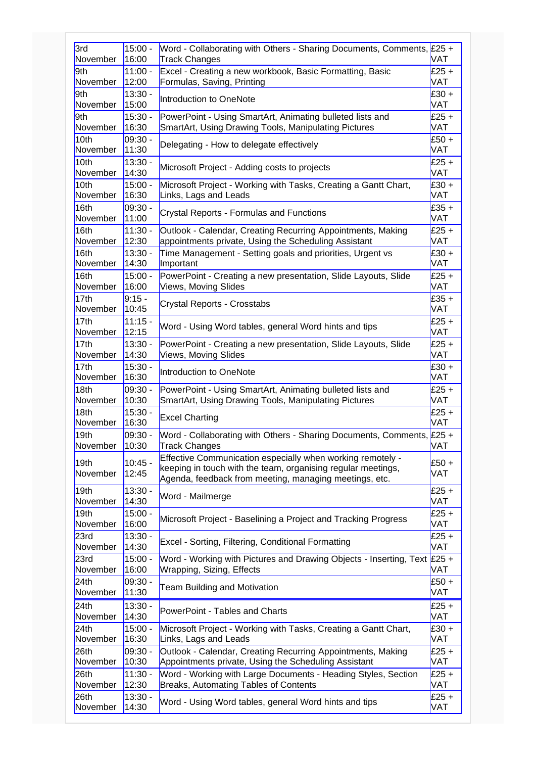| | | | |
|---|---|---|---|
| 3rd November | 15:00 - 16:00 | Word - Collaborating with Others - Sharing Documents, Comments, Track Changes | £25 + VAT |
| 9th November | 11:00 - 12:00 | Excel - Creating a new workbook, Basic Formatting, Basic Formulas, Saving, Printing | £25 + VAT |
| 9th November | 13:30 - 15:00 | Introduction to OneNote | £30 + VAT |
| 9th November | 15:30 - 16:30 | PowerPoint - Using SmartArt, Animating bulleted lists and SmartArt, Using Drawing Tools, Manipulating Pictures | £25 + VAT |
| 10th November | 09:30 - 11:30 | Delegating - How to delegate effectively | £50 + VAT |
| 10th November | 13:30 - 14:30 | Microsoft Project - Adding costs to projects | £25 + VAT |
| 10th November | 15:00 - 16:30 | Microsoft Project - Working with Tasks, Creating a Gantt Chart, Links, Lags and Leads | £30 + VAT |
| 16th November | 09:30 - 11:00 | Crystal Reports - Formulas and Functions | £35 + VAT |
| 16th November | 11:30 - 12:30 | Outlook - Calendar, Creating Recurring Appointments, Making appointments private, Using the Scheduling Assistant | £25 + VAT |
| 16th November | 13:30 - 14:30 | Time Management - Setting goals and priorities, Urgent vs Important | £30 + VAT |
| 16th November | 15:00 - 16:00 | PowerPoint - Creating a new presentation, Slide Layouts, Slide Views, Moving Slides | £25 + VAT |
| 17th November | 9:15 - 10:45 | Crystal Reports - Crosstabs | £35 + VAT |
| 17th November | 11:15 - 12:15 | Word - Using Word tables, general Word hints and tips | £25 + VAT |
| 17th November | 13:30 - 14:30 | PowerPoint - Creating a new presentation, Slide Layouts, Slide Views, Moving Slides | £25 + VAT |
| 17th November | 15:30 - 16:30 | Introduction to OneNote | £30 + VAT |
| 18th November | 09:30 - 10:30 | PowerPoint - Using SmartArt, Animating bulleted lists and SmartArt, Using Drawing Tools, Manipulating Pictures | £25 + VAT |
| 18th November | 15:30 - 16:30 | Excel Charting | £25 + VAT |
| 19th November | 09:30 - 10:30 | Word - Collaborating with Others - Sharing Documents, Comments, Track Changes | £25 + VAT |
| 19th November | 10:45 - 12:45 | Effective Communication especially when working remotely - keeping in touch with the team, organising regular meetings, Agenda, feedback from meeting, managing meetings, etc. | £50 + VAT |
| 19th November | 13:30 - 14:30 | Word - Mailmerge | £25 + VAT |
| 19th November | 15:00 - 16:00 | Microsoft Project - Baselining a Project and Tracking Progress | £25 + VAT |
| 23rd November | 13:30 - 14:30 | Excel - Sorting, Filtering, Conditional Formatting | £25 + VAT |
| 23rd November | 15:00 - 16:00 | Word - Working with Pictures and Drawing Objects - Inserting, Text Wrapping, Sizing, Effects | £25 + VAT |
| 24th November | 09:30 - 11:30 | Team Building and Motivation | £50 + VAT |
| 24th November | 13:30 - 14:30 | PowerPoint - Tables and Charts | £25 + VAT |
| 24th November | 15:00 - 16:30 | Microsoft Project - Working with Tasks, Creating a Gantt Chart, Links, Lags and Leads | £30 + VAT |
| 26th November | 09:30 - 10:30 | Outlook - Calendar, Creating Recurring Appointments, Making Appointments private, Using the Scheduling Assistant | £25 + VAT |
| 26th November | 11:30 - 12:30 | Word - Working with Large Documents - Heading Styles, Section Breaks, Automating Tables of Contents | £25 + VAT |
| 26th November | 13:30 - 14:30 | Word - Using Word tables, general Word hints and tips | £25 + VAT |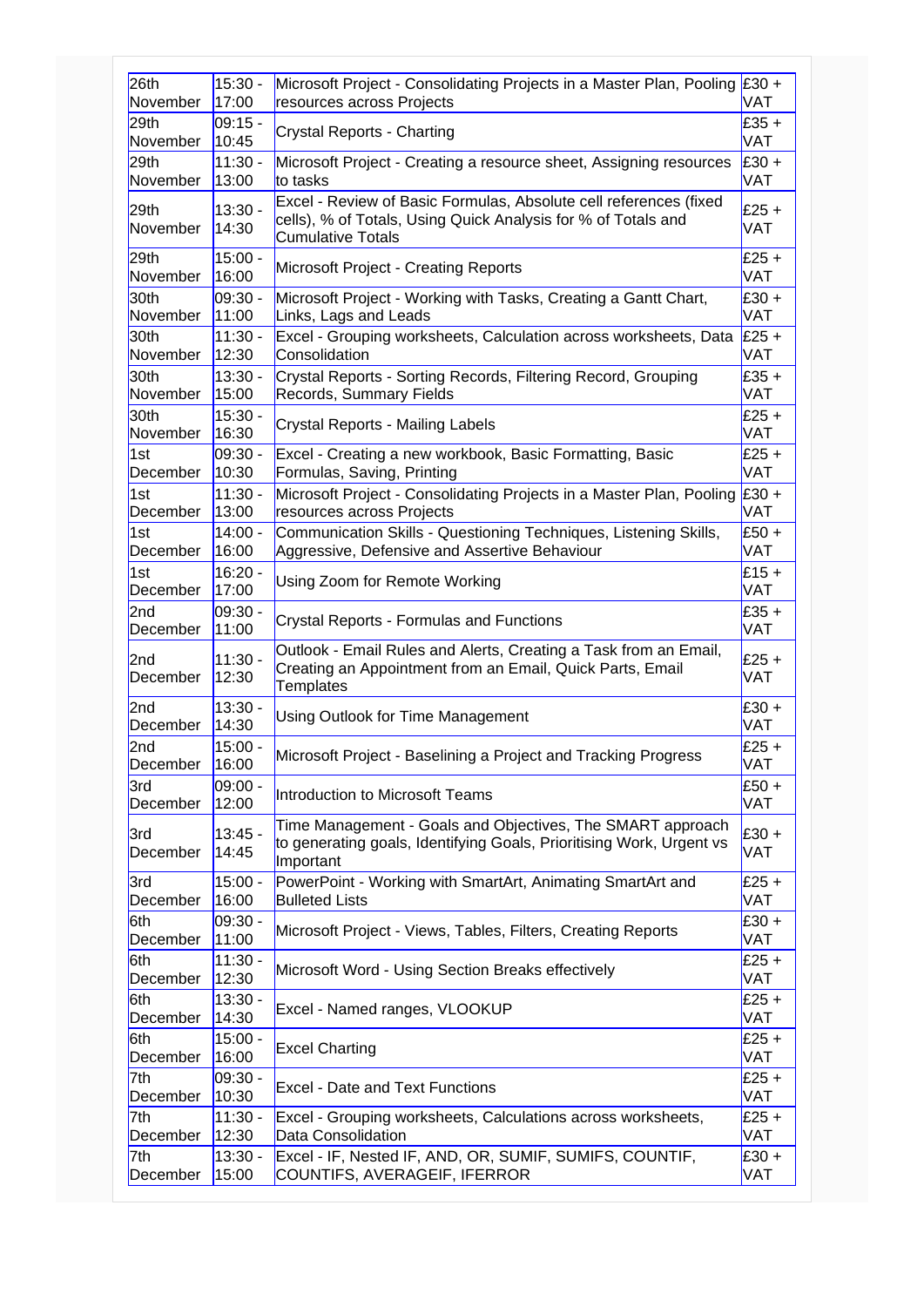| | | | |
|---|---|---|---|
| 26th November | 15:30 - 17:00 | Microsoft Project - Consolidating Projects in a Master Plan, Pooling resources across Projects | £30 + VAT |
| 29th November | 09:15 - 10:45 | Crystal Reports - Charting | £35 + VAT |
| 29th November | 11:30 - 13:00 | Microsoft Project - Creating a resource sheet, Assigning resources to tasks | £30 + VAT |
| 29th November | 13:30 - 14:30 | Excel - Review of Basic Formulas, Absolute cell references (fixed cells), % of Totals, Using Quick Analysis for % of Totals and Cumulative Totals | £25 + VAT |
| 29th November | 15:00 - 16:00 | Microsoft Project - Creating Reports | £25 + VAT |
| 30th November | 09:30 - 11:00 | Microsoft Project - Working with Tasks, Creating a Gantt Chart, Links, Lags and Leads | £30 + VAT |
| 30th November | 11:30 - 12:30 | Excel - Grouping worksheets, Calculation across worksheets, Data Consolidation | £25 + VAT |
| 30th November | 13:30 - 15:00 | Crystal Reports - Sorting Records, Filtering Record, Grouping Records, Summary Fields | £35 + VAT |
| 30th November | 15:30 - 16:30 | Crystal Reports - Mailing Labels | £25 + VAT |
| 1st December | 09:30 - 10:30 | Excel - Creating a new workbook, Basic Formatting, Basic Formulas, Saving, Printing | £25 + VAT |
| 1st December | 11:30 - 13:00 | Microsoft Project - Consolidating Projects in a Master Plan, Pooling resources across Projects | £30 + VAT |
| 1st December | 14:00 - 16:00 | Communication Skills - Questioning Techniques, Listening Skills, Aggressive, Defensive and Assertive Behaviour | £50 + VAT |
| 1st December | 16:20 - 17:00 | Using Zoom for Remote Working | £15 + VAT |
| 2nd December | 09:30 - 11:00 | Crystal Reports - Formulas and Functions | £35 + VAT |
| 2nd December | 11:30 - 12:30 | Outlook - Email Rules and Alerts, Creating a Task from an Email, Creating an Appointment from an Email, Quick Parts, Email Templates | £25 + VAT |
| 2nd December | 13:30 - 14:30 | Using Outlook for Time Management | £30 + VAT |
| 2nd December | 15:00 - 16:00 | Microsoft Project - Baselining a Project and Tracking Progress | £25 + VAT |
| 3rd December | 09:00 - 12:00 | Introduction to Microsoft Teams | £50 + VAT |
| 3rd December | 13:45 - 14:45 | Time Management - Goals and Objectives, The SMART approach to generating goals, Identifying Goals, Prioritising Work, Urgent vs Important | £30 + VAT |
| 3rd December | 15:00 - 16:00 | PowerPoint - Working with SmartArt, Animating SmartArt and Bulleted Lists | £25 + VAT |
| 6th December | 09:30 - 11:00 | Microsoft Project - Views, Tables, Filters, Creating Reports | £30 + VAT |
| 6th December | 11:30 - 12:30 | Microsoft Word - Using Section Breaks effectively | £25 + VAT |
| 6th December | 13:30 - 14:30 | Excel - Named ranges, VLOOKUP | £25 + VAT |
| 6th December | 15:00 - 16:00 | Excel Charting | £25 + VAT |
| 7th December | 09:30 - 10:30 | Excel - Date and Text Functions | £25 + VAT |
| 7th December | 11:30 - 12:30 | Excel - Grouping worksheets, Calculations across worksheets, Data Consolidation | £25 + VAT |
| 7th December | 13:30 - 15:00 | Excel - IF, Nested IF, AND, OR, SUMIF, SUMIFS, COUNTIF, COUNTIFS, AVERAGEIF, IFERROR | £30 + VAT |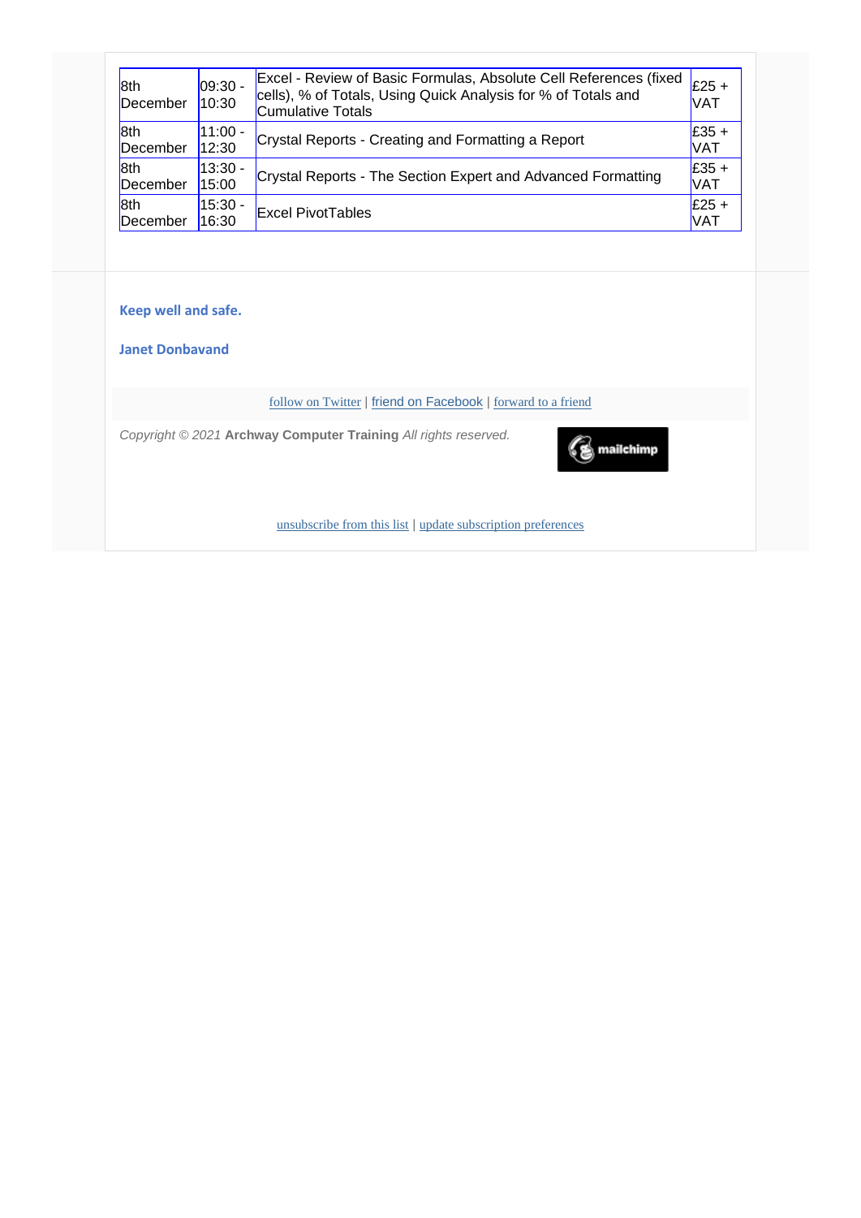| | | | |
|---|---|---|---|
| 8th December | 09:30 - 10:30 | Excel - Review of Basic Formulas, Absolute Cell References (fixed cells), % of Totals, Using Quick Analysis for % of Totals and Cumulative Totals | £25 + VAT |
| 8th December | 11:00 - 12:30 | Crystal Reports - Creating and Formatting a Report | £35 + VAT |
| 8th December | 13:30 - 15:00 | Crystal Reports - The Section Expert and Advanced Formatting | £35 + VAT |
| 8th December | 15:30 - 16:30 | Excel PivotTables | £25 + VAT |

**Keep well and safe.**

**Janet Donbavand**

follow on Twitter | friend on Facebook | forward to a friend

*Copyright © 2021* **Archway Computer Training** *All rights reserved.*

mailchimp

unsubscribe from this list | update subscription preferences